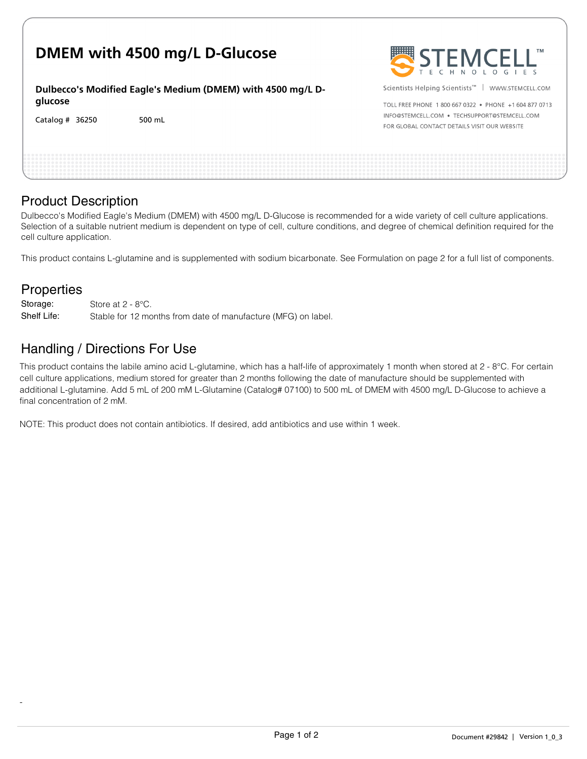# DMEM with 4500 mg/L D-Glucose

**Dulbecco's Modified Eagle's Medium (DMEM) with 4500 mg/L D-glucose**

Catalog # 36250 500 mL

STEMCELL TECHNOLOGIES

Scientists Helping Scientists™ | WWW.STEMCELL.COM

TOLL FREE PHONE 1 800 667 0322 • PHONE +1 604 877 0713
INFO@STEMCELL.COM • TECHSUPPORT@STEMCELL.COM
FOR GLOBAL CONTACT DETAILS VISIT OUR WEBSITE

## Product Description

Dulbecco's Modified Eagle's Medium (DMEM) with 4500 mg/L D-Glucose is recommended for a wide variety of cell culture applications. Selection of a suitable nutrient medium is dependent on type of cell, culture conditions, and degree of chemical definition required for the cell culture application.

This product contains L-glutamine and is supplemented with sodium bicarbonate. See Formulation on page 2 for a full list of components.

## Properties

Storage: Store at 2 - 8°C.

Shelf Life: Stable for 12 months from date of manufacture (MFG) on label.

## Handling / Directions For Use

This product contains the labile amino acid L-glutamine, which has a half-life of approximately 1 month when stored at 2 - 8°C. For certain cell culture applications, medium stored for greater than 2 months following the date of manufacture should be supplemented with additional L-glutamine. Add 5 mL of 200 mM L-Glutamine (Catalog# 07100) to 500 mL of DMEM with 4500 mg/L D-Glucose to achieve a final concentration of 2 mM.

NOTE: This product does not contain antibiotics. If desired, add antibiotics and use within 1 week.

Document #29842 | Version 1_0_3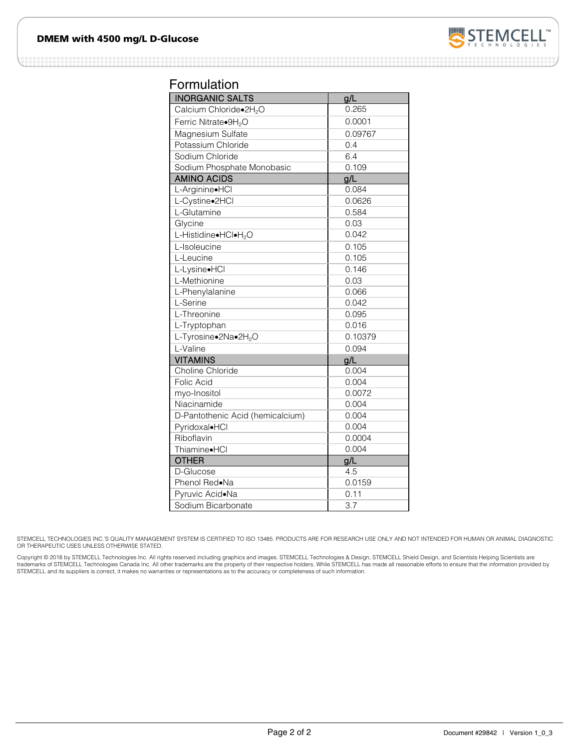## Formulation

| INORGANIC SALTS | g/L |
|---|---|
| Calcium Chloride•2$H_2O$ | 0.265 |
| Ferric Nitrate•9$H_2O$ | 0.0001 |
| Magnesium Sulfate | 0.09767 |
| Potassium Chloride | 0.4 |
| Sodium Chloride | 6.4 |
| Sodium Phosphate Monobasic | 0.109 |
| **AMINO ACIDS** | **g/L** |
| L-Arginine•HCl | 0.084 |
| L-Cystine•2HCl | 0.0626 |
| L-Glutamine | 0.584 |
| Glycine | 0.03 |
| L-Histidine•HCl•$H_2O$ | 0.042 |
| L-Isoleucine | 0.105 |
| L-Leucine | 0.105 |
| L-Lysine•HCl | 0.146 |
| L-Methionine | 0.03 |
| L-Phenylalanine | 0.066 |
| L-Serine | 0.042 |
| L-Threonine | 0.095 |
| L-Tryptophan | 0.016 |
| L-Tyrosine•2Na•2$H_2O$ | 0.10379 |
| L-Valine | 0.094 |
| **VITAMINS** | **g/L** |
| Choline Chloride | 0.004 |
| Folic Acid | 0.004 |
| myo-Inositol | 0.0072 |
| Niacinamide | 0.004 |
| D-Pantothenic Acid (hemicalcium) | 0.004 |
| Pyridoxal•HCl | 0.004 |
| Riboflavin | 0.0004 |
| Thiamine•HCl | 0.004 |
| **OTHER** | **g/L** |
| D-Glucose | 4.5 |
| Phenol Red•Na | 0.0159 |
| Pyruvic Acid•Na | 0.11 |
| Sodium Bicarbonate | 3.7 |

STEMCELL TECHNOLOGIES INC.'S QUALITY MANAGEMENT SYSTEM IS CERTIFIED TO ISO 13485. PRODUCTS ARE FOR RESEARCH USE ONLY AND NOT INTENDED FOR HUMAN OR ANIMAL DIAGNOSTIC OR THERAPEUTIC USES UNLESS OTHERWISE STATED.

Copyright © 2018 by STEMCELL Technologies Inc. All rights reserved including graphics and images. STEMCELL Technologies & Design, STEMCELL Shield Design, and Scientists Helping Scientists are trademarks of STEMCELL Technologies Canada Inc. All other trademarks are the property of their respective holders. While STEMCELL has made all reasonable efforts to ensure that the information provided by STEMCELL and its suppliers is correct, it makes no warranties or representations as to the accuracy or completeness of such information.